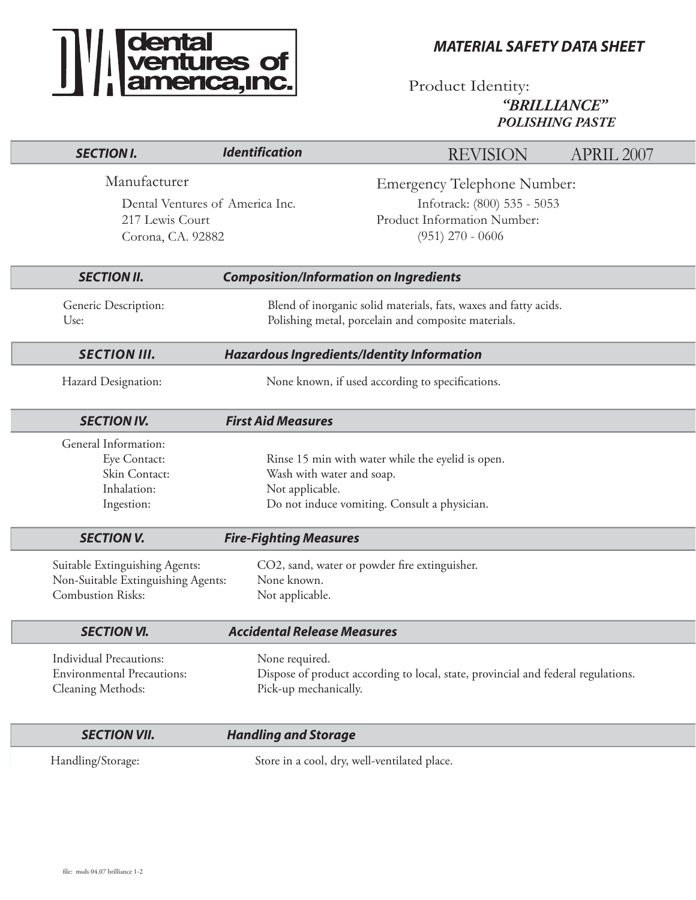**dental ventures of america, inc.**

# MATERIAL SAFETY DATA SHEET

Product Identity:
***"BRILLIANCE"***
***POLISHING PASTE***

## SECTION I. Identification

REVISION APRIL 2007

Manufacturer
Dental Ventures of America Inc.
217 Lewis Court
Corona, CA. 92882

Emergency Telephone Number:
Infotrack: (800) 535 - 5053
Product Information Number:
(951) 270 - 0606

## SECTION II. Composition/Information on Ingredients

Generic Description: Blend of inorganic solid materials, fats, waxes and fatty acids.
Use: Polishing metal, porcelain and composite materials.

## SECTION III. Hazardous Ingredients/Identity Information

Hazard Designation: None known, if used according to specifications.

## SECTION IV. First Aid Measures

General Information:
- Eye Contact: Rinse 15 min with water while the eyelid is open.
- Skin Contact: Wash with water and soap.
- Inhalation: Not applicable.
- Ingestion: Do not induce vomiting. Consult a physician.

## SECTION V. Fire-Fighting Measures

Suitable Extinguishing Agents: $CO_2$, sand, water or powder fire extinguisher.
Non-Suitable Extinguishing Agents: None known.
Combustion Risks: Not applicable.

## SECTION VI. Accidental Release Measures

Individual Precautions: None required.
Environmental Precautions: Dispose of product according to local, state, provincial and federal regulations.
Cleaning Methods: Pick-up mechanically.

## SECTION VII. Handling and Storage

Handling/Storage: Store in a cool, dry, well-ventilated place.

file: msds 04.07 brilliance 1-2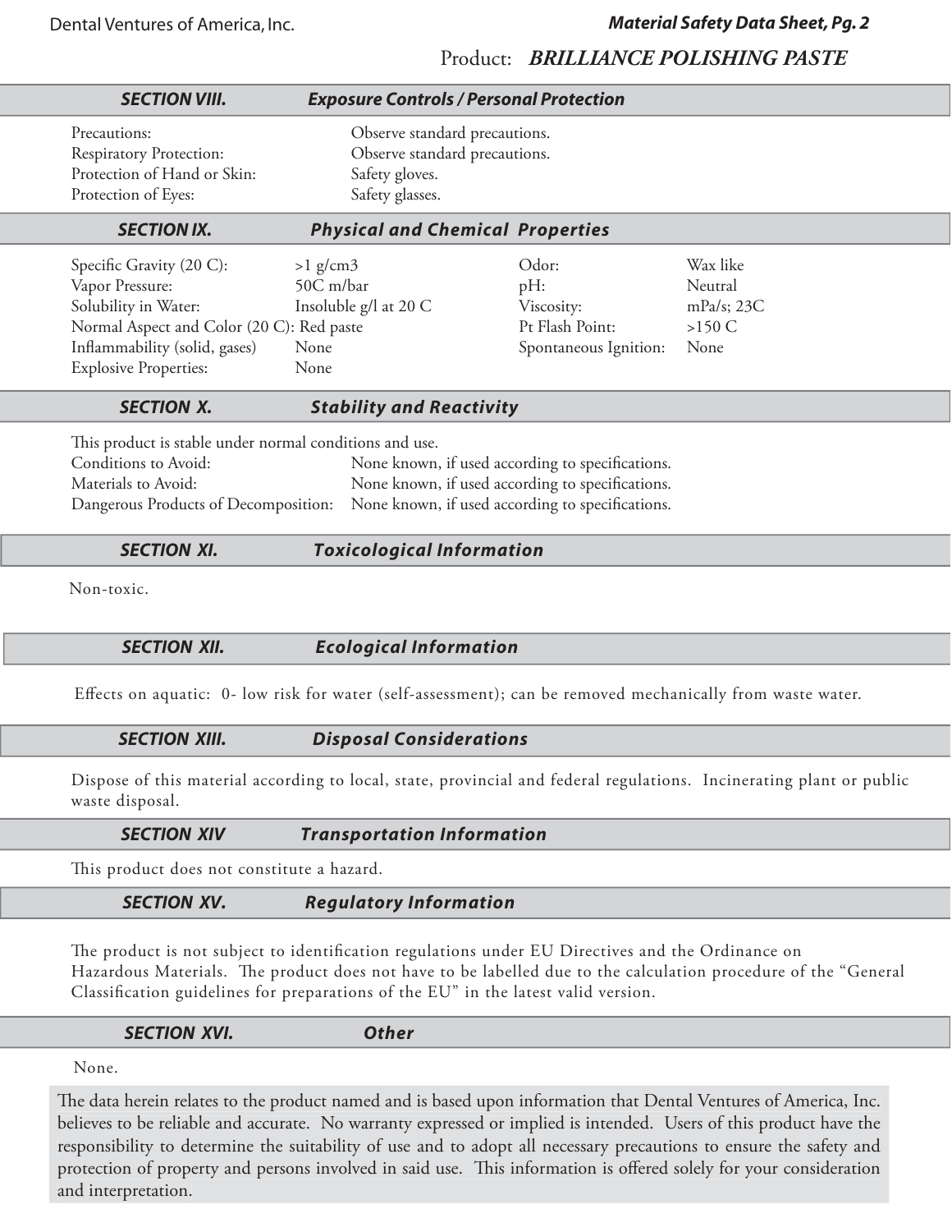Product: ***BRILLIANCE POLISHING PASTE***

## SECTION VIII. Exposure Controls / Personal Protection

| | |
|---|---|
| Precautions: | Observe standard precautions. |
| Respiratory Protection: | Observe standard precautions. |
| Protection of Hand or Skin: | Safety gloves. |
| Protection of Eyes: | Safety glasses. |

## SECTION IX. Physical and Chemical Properties

| | | | |
|---|---|---|---|
| Specific Gravity (20 C): | >1 g/cm3 | Odor: | Wax like |
| Vapor Pressure: | 50C m/bar | pH: | Neutral |
| Solubility in Water: | Insoluble g/l at 20 C | Viscosity: | mPa/s; 23C |
| Normal Aspect and Color (20 C): | Red paste | Pt Flash Point: | >150 C |
| Inflammability (solid, gases) | None | Spontaneous Ignition: | None |
| Explosive Properties: | None | | |

## SECTION X. Stability and Reactivity

This product is stable under normal conditions and use.

| | |
|---|---|
| Conditions to Avoid: | None known, if used according to specifications. |
| Materials to Avoid: | None known, if used according to specifications. |
| Dangerous Products of Decomposition: | None known, if used according to specifications. |

## SECTION XI. Toxicological Information

Non-toxic.

## SECTION XII. Ecological Information

Effects on aquatic: 0- low risk for water (self-assessment); can be removed mechanically from waste water.

## SECTION XIII. Disposal Considerations

Dispose of this material according to local, state, provincial and federal regulations. Incinerating plant or public waste disposal.

## SECTION XIV Transportation Information

This product does not constitute a hazard.

## SECTION XV. Regulatory Information

The product is not subject to identification regulations under EU Directives and the Ordinance on Hazardous Materials. The product does not have to be labelled due to the calculation procedure of the "General Classification guidelines for preparations of the EU" in the latest valid version.

## SECTION XVI. Other

None.

The data herein relates to the product named and is based upon information that Dental Ventures of America, Inc. believes to be reliable and accurate. No warranty expressed or implied is intended. Users of this product have the responsibility to determine the suitability of use and to adopt all necessary precautions to ensure the safety and protection of property and persons involved in said use. This information is offered solely for your consideration and interpretation.